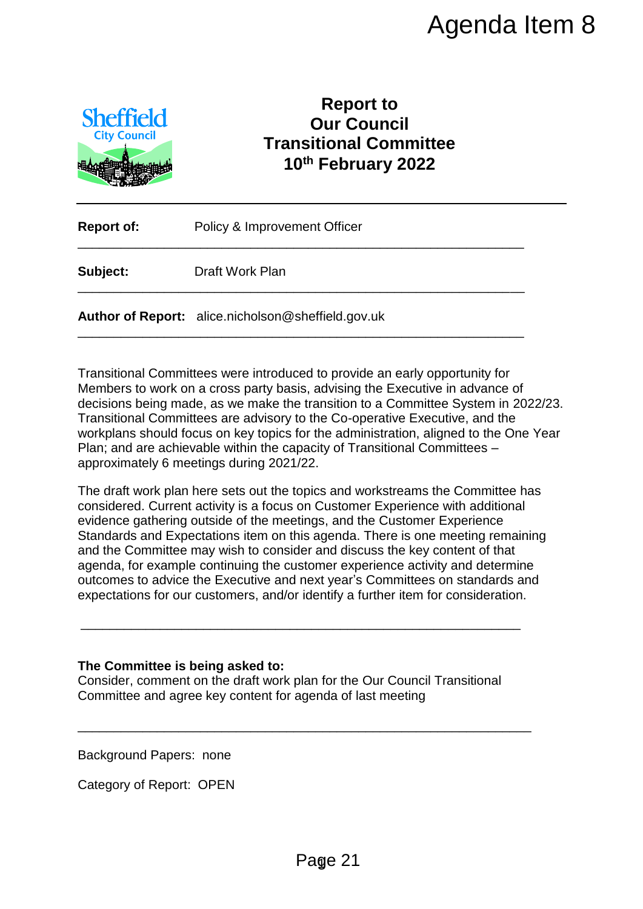Agenda Item 8

# Report to Our Council Transitional Committee 10th February 2022

**Report of:** Policy & Improvement Officer

**Subject:** Draft Work Plan

**Author of Report:** alice.nicholson@sheffield.gov.uk

Transitional Committees were introduced to provide an early opportunity for Members to work on a cross party basis, advising the Executive in advance of decisions being made, as we make the transition to a Committee System in 2022/23. Transitional Committees are advisory to the Co-operative Executive, and the workplans should focus on key topics for the administration, aligned to the One Year Plan; and are achievable within the capacity of Transitional Committees – approximately 6 meetings during 2021/22.

The draft work plan here sets out the topics and workstreams the Committee has considered. Current activity is a focus on Customer Experience with additional evidence gathering outside of the meetings, and the Customer Experience Standards and Expectations item on this agenda. There is one meeting remaining and the Committee may wish to consider and discuss the key content of that agenda, for example continuing the customer experience activity and determine outcomes to advice the Executive and next year's Committees on standards and expectations for our customers, and/or identify a further item for consideration.

**The Committee is being asked to:**
Consider, comment on the draft work plan for the Our Council Transitional Committee and agree key content for agenda of last meeting

Background Papers: none

Category of Report: OPEN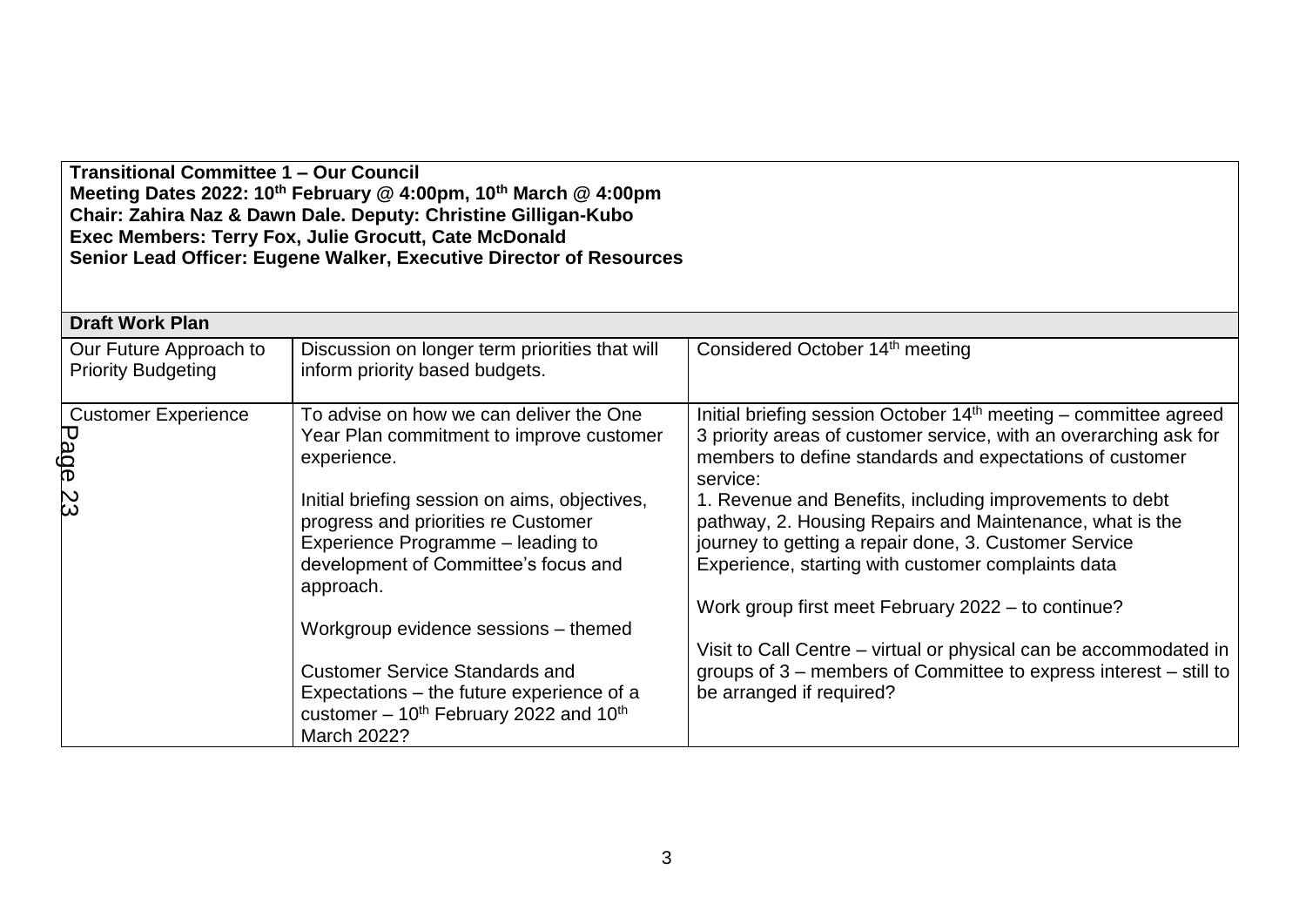**Transitional Committee 1 – Our Council**
**Meeting Dates 2022: 10th February @ 4:00pm, 10th March @ 4:00pm**
**Chair: Zahira Naz & Dawn Dale. Deputy: Christine Gilligan-Kubo**
**Exec Members: Terry Fox, Julie Grocutt, Cate McDonald**
**Senior Lead Officer: Eugene Walker, Executive Director of Resources**

| **Draft Work Plan** | | |
|---|---|---|
| Our Future Approach to Priority Budgeting | Discussion on longer term priorities that will inform priority based budgets. | Considered October 14th meeting |
| Customer Experience | To advise on how we can deliver the One Year Plan commitment to improve customer experience.<br><br>Initial briefing session on aims, objectives, progress and priorities re Customer Experience Programme – leading to development of Committee's focus and approach.<br><br>Workgroup evidence sessions – themed<br><br>Customer Service Standards and Expectations – the future experience of a customer – 10th February 2022 and 10th March 2022? | Initial briefing session October 14th meeting – committee agreed 3 priority areas of customer service, with an overarching ask for members to define standards and expectations of customer service:<br>1. Revenue and Benefits, including improvements to debt pathway, 2. Housing Repairs and Maintenance, what is the journey to getting a repair done, 3. Customer Service Experience, starting with customer complaints data<br><br>Work group first meet February 2022 – to continue?<br><br>Visit to Call Centre – virtual or physical can be accommodated in groups of 3 – members of Committee to express interest – still to be arranged if required? |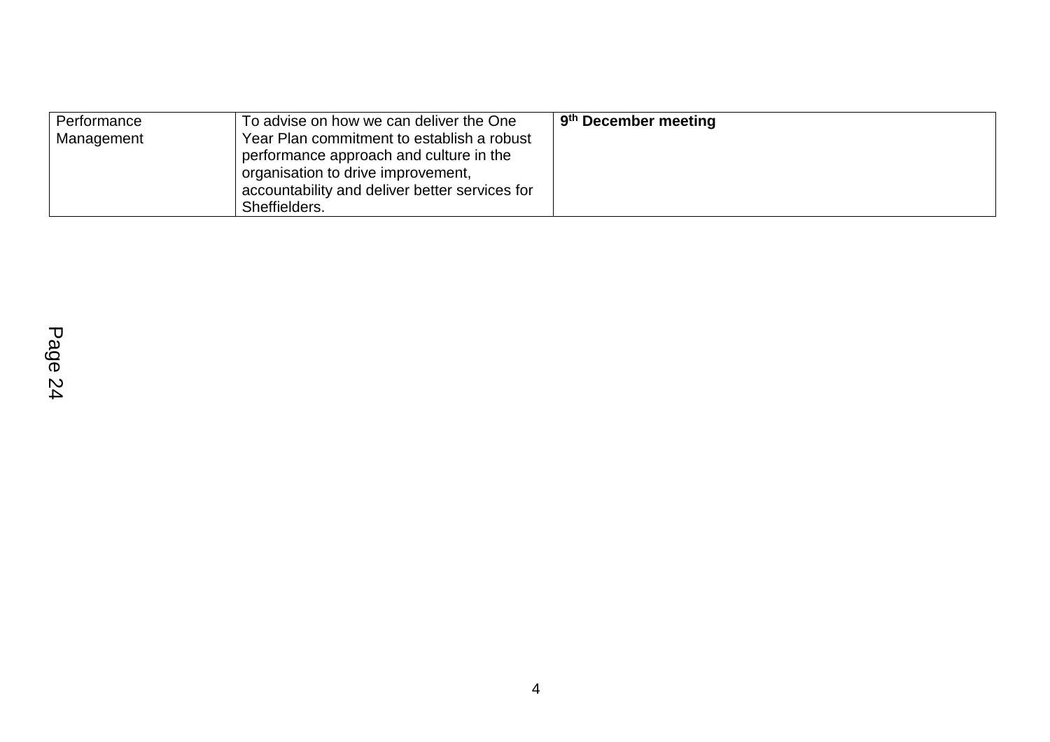| | | |
|---|---|---|
| Performance Management | To advise on how we can deliver the One Year Plan commitment to establish a robust performance approach and culture in the organisation to drive improvement, accountability and deliver better services for Sheffielders. | **9th December meeting** |